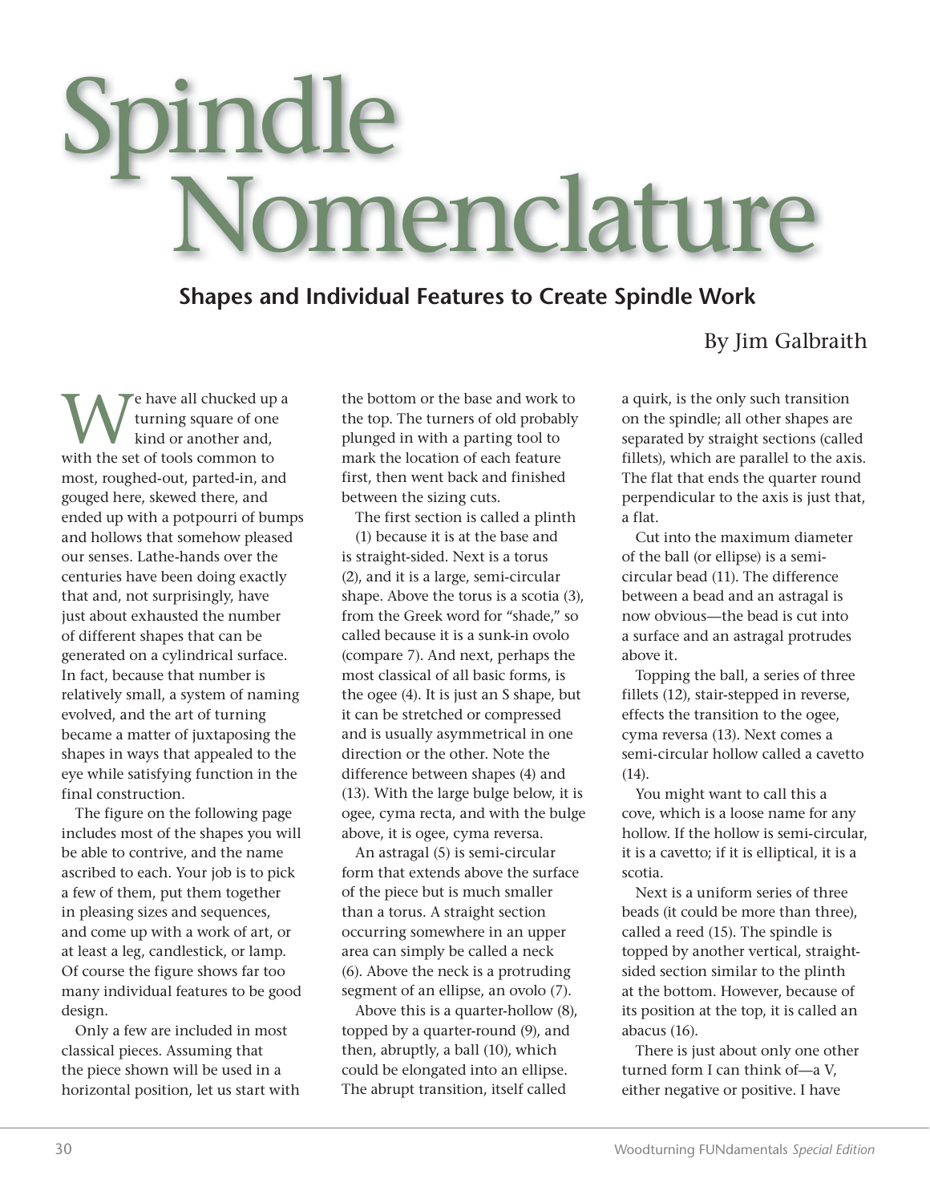# Spindle Nomenclature

## Shapes and Individual Features to Create Spindle Work

By Jim Galbraith

We have all chucked up a turning square of one kind or another and, with the set of tools common to most, roughed-out, parted-in, and gouged here, skewed there, and ended up with a potpourri of bumps and hollows that somehow pleased our senses. Lathe-hands over the centuries have been doing exactly that and, not surprisingly, have just about exhausted the number of different shapes that can be generated on a cylindrical surface. In fact, because that number is relatively small, a system of naming evolved, and the art of turning became a matter of juxtaposing the shapes in ways that appealed to the eye while satisfying function in the final construction.

The figure on the following page includes most of the shapes you will be able to contrive, and the name ascribed to each. Your job is to pick a few of them, put them together in pleasing sizes and sequences, and come up with a work of art, or at least a leg, candlestick, or lamp. Of course the figure shows far too many individual features to be good design.

Only a few are included in most classical pieces. Assuming that the piece shown will be used in a horizontal position, let us start with the bottom or the base and work to the top. The turners of old probably plunged in with a parting tool to mark the location of each feature first, then went back and finished between the sizing cuts.

The first section is called a plinth (1) because it is at the base and is straight-sided. Next is a torus (2), and it is a large, semi-circular shape. Above the torus is a scotia (3), from the Greek word for "shade," so called because it is a sunk-in ovolo (compare 7). And next, perhaps the most classical of all basic forms, is the ogee (4). It is just an S shape, but it can be stretched or compressed and is usually asymmetrical in one direction or the other. Note the difference between shapes (4) and (13). With the large bulge below, it is ogee, cyma recta, and with the bulge above, it is ogee, cyma reversa.

An astragal (5) is semi-circular form that extends above the surface of the piece but is much smaller than a torus. A straight section occurring somewhere in an upper area can simply be called a neck (6). Above the neck is a protruding segment of an ellipse, an ovolo (7).

Above this is a quarter-hollow (8), topped by a quarter-round (9), and then, abruptly, a ball (10), which could be elongated into an ellipse. The abrupt transition, itself called a quirk, is the only such transition on the spindle; all other shapes are separated by straight sections (called fillets), which are parallel to the axis. The flat that ends the quarter round perpendicular to the axis is just that, a flat.

Cut into the maximum diameter of the ball (or ellipse) is a semi-circular bead (11). The difference between a bead and an astragal is now obvious—the bead is cut into a surface and an astragal protrudes above it.

Topping the ball, a series of three fillets (12), stair-stepped in reverse, effects the transition to the ogee, cyma reversa (13). Next comes a semi-circular hollow called a cavetto (14).

You might want to call this a cove, which is a loose name for any hollow. If the hollow is semi-circular, it is a cavetto; if it is elliptical, it is a scotia.

Next is a uniform series of three beads (it could be more than three), called a reed (15). The spindle is topped by another vertical, straight-sided section similar to the plinth at the bottom. However, because of its position at the top, it is called an abacus (16).

There is just about only one other turned form I can think of—a V, either negative or positive. I have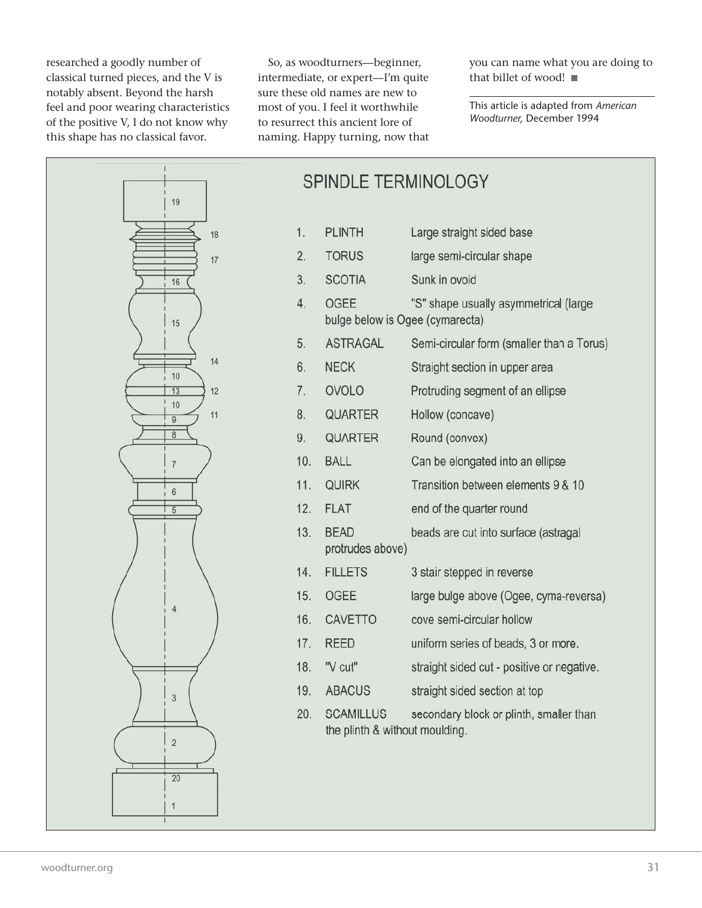researched a goodly number of classical turned pieces, and the V is notably absent. Beyond the harsh feel and poor wearing characteristics of the positive V, I do not know why this shape has no classical favor.

So, as woodturners—beginner, intermediate, or expert—I'm quite sure these old names are new to most of you. I feel it worthwhile to resurrect this ancient lore of naming. Happy turning, now that you can name what you are doing to that billet of wood! ■

This article is adapted from *American Woodturner,* December 1994

## SPINDLE TERMINOLOGY

19
18
17
16
15
14
10
13
12
10
11
9
8
7
6
5
4
3
2
20
1

1. PLINTH — Large straight sided base
2. TORUS — large semi-circular shape
3. SCOTIA — Sunk in ovoid
4. OGEE — "S" shape usually asymmetrical (large bulge below is Ogee (cymarecta)
5. ASTRAGAL — Semi-circular form (smaller than a Torus)
6. NECK — Straight section in upper area
7. OVOLO — Protruding segment of an ellipse
8. QUARTER — Hollow (concave)
9. QUARTER — Round (convex)
10. BALL — Can be elongated into an ellipse
11. QUIRK — Transition between elements 9 & 10
12. FLAT — end of the quarter round
13. BEAD — beads are cut into surface (astragal protrudes above)
14. FILLETS — 3 stair stepped in reverse
15. OGEE — large bulge above (Ogee, cyma-reversa)
16. CAVETTO — cove semi-circular hollow
17. REED — uniform series of beads, 3 or more.
18. "V cut" — straight sided cut - positive or negative.
19. ABACUS — straight sided section at top
20. SCAMILLUS — secondary block or plinth, smaller than the plinth & without moulding.